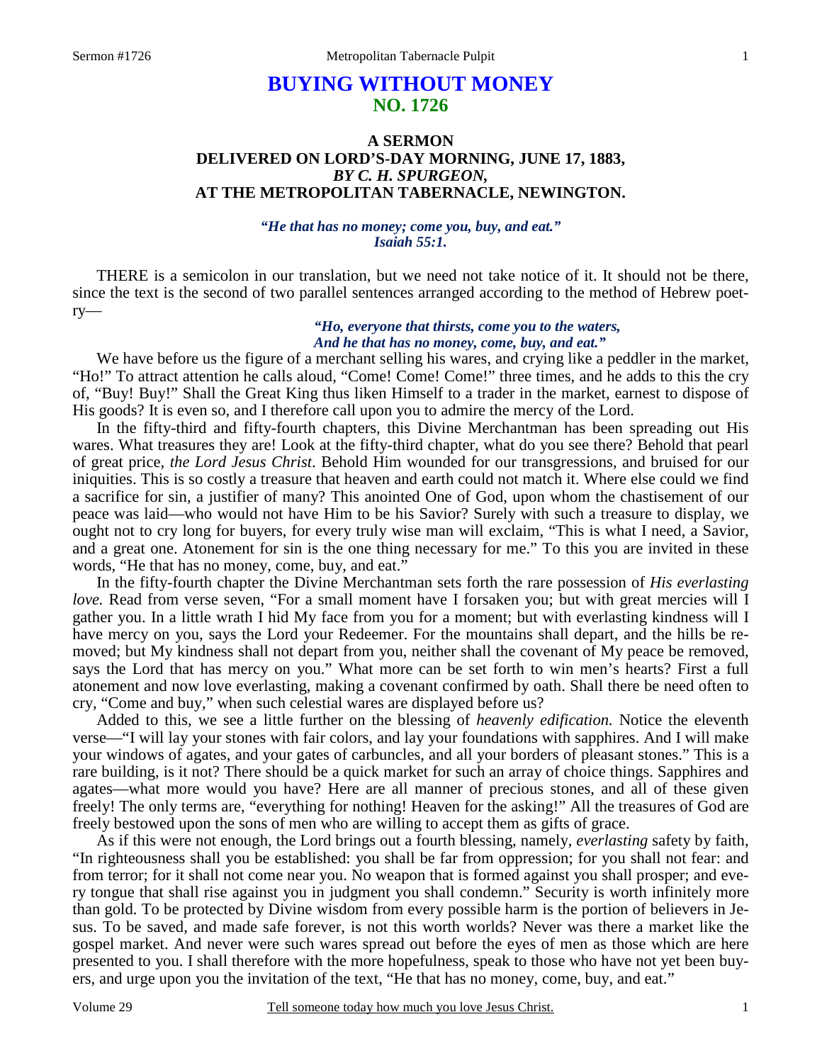# BUYING WITHOUT MONEY
## NO. 1726

### A SERMON DELIVERED ON LORD'S-DAY MORNING, JUNE 17, 1883, *BY C. H. SPURGEON,* AT THE METROPOLITAN TABERNACLE, NEWINGTON.

***"He that has no money; come you, buy, and eat." Isaiah 55:1.***

THERE is a semicolon in our translation, but we need not take notice of it. It should not be there, since the text is the second of two parallel sentences arranged according to the method of Hebrew poetry—

> ***"Ho, everyone that thirsts, come you to the waters,***
> ***And he that has no money, come, buy, and eat."***

We have before us the figure of a merchant selling his wares, and crying like a peddler in the market, "Ho!" To attract attention he calls aloud, "Come! Come! Come!" three times, and he adds to this the cry of, "Buy! Buy!" Shall the Great King thus liken Himself to a trader in the market, earnest to dispose of His goods? It is even so, and I therefore call upon you to admire the mercy of the Lord.

In the fifty-third and fifty-fourth chapters, this Divine Merchantman has been spreading out His wares. What treasures they are! Look at the fifty-third chapter, what do you see there? Behold that pearl of great price, *the Lord Jesus Christ*. Behold Him wounded for our transgressions, and bruised for our iniquities. This is so costly a treasure that heaven and earth could not match it. Where else could we find a sacrifice for sin, a justifier of many? This anointed One of God, upon whom the chastisement of our peace was laid—who would not have Him to be his Savior? Surely with such a treasure to display, we ought not to cry long for buyers, for every truly wise man will exclaim, "This is what I need, a Savior, and a great one. Atonement for sin is the one thing necessary for me." To this you are invited in these words, "He that has no money, come, buy, and eat."

In the fifty-fourth chapter the Divine Merchantman sets forth the rare possession of *His everlasting love.* Read from verse seven, "For a small moment have I forsaken you; but with great mercies will I gather you. In a little wrath I hid My face from you for a moment; but with everlasting kindness will I have mercy on you, says the Lord your Redeemer. For the mountains shall depart, and the hills be removed; but My kindness shall not depart from you, neither shall the covenant of My peace be removed, says the Lord that has mercy on you." What more can be set forth to win men's hearts? First a full atonement and now love everlasting, making a covenant confirmed by oath. Shall there be need often to cry, "Come and buy," when such celestial wares are displayed before us?

Added to this, we see a little further on the blessing of *heavenly edification.* Notice the eleventh verse—"I will lay your stones with fair colors, and lay your foundations with sapphires. And I will make your windows of agates, and your gates of carbuncles, and all your borders of pleasant stones." This is a rare building, is it not? There should be a quick market for such an array of choice things. Sapphires and agates—what more would you have? Here are all manner of precious stones, and all of these given freely! The only terms are, "everything for nothing! Heaven for the asking!" All the treasures of God are freely bestowed upon the sons of men who are willing to accept them as gifts of grace.

As if this were not enough, the Lord brings out a fourth blessing, namely, *everlasting* safety by faith, "In righteousness shall you be established: you shall be far from oppression; for you shall not fear: and from terror; for it shall not come near you. No weapon that is formed against you shall prosper; and every tongue that shall rise against you in judgment you shall condemn." Security is worth infinitely more than gold. To be protected by Divine wisdom from every possible harm is the portion of believers in Jesus. To be saved, and made safe forever, is not this worth worlds? Never was there a market like the gospel market. And never were such wares spread out before the eyes of men as those which are here presented to you. I shall therefore with the more hopefulness, speak to those who have not yet been buyers, and urge upon you the invitation of the text, "He that has no money, come, buy, and eat."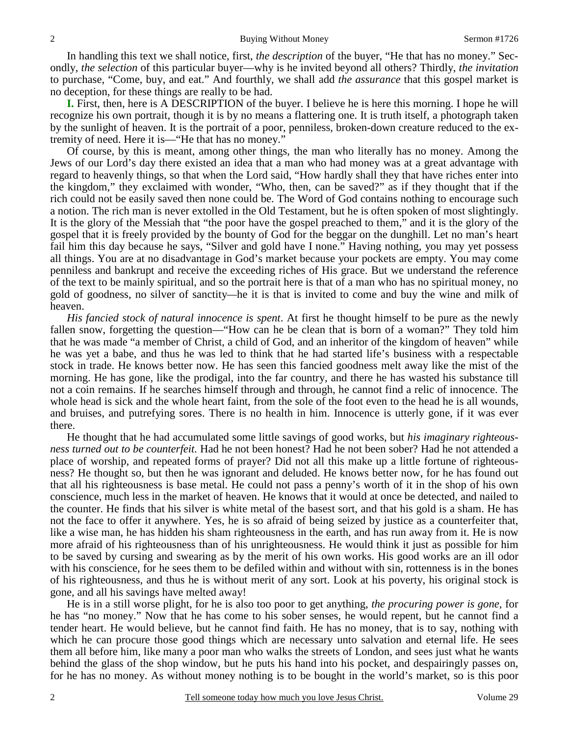In handling this text we shall notice, first, *the description* of the buyer, "He that has no money." Secondly, *the selection* of this particular buyer—why is he invited beyond all others? Thirdly, *the invitation* to purchase, "Come, buy, and eat." And fourthly, we shall add *the assurance* that this gospel market is no deception, for these things are really to be had.

**I.** First, then, here is A DESCRIPTION of the buyer. I believe he is here this morning. I hope he will recognize his own portrait, though it is by no means a flattering one. It is truth itself, a photograph taken by the sunlight of heaven. It is the portrait of a poor, penniless, broken-down creature reduced to the extremity of need. Here it is—"He that has no money."

Of course, by this is meant, among other things, the man who literally has no money. Among the Jews of our Lord's day there existed an idea that a man who had money was at a great advantage with regard to heavenly things, so that when the Lord said, "How hardly shall they that have riches enter into the kingdom," they exclaimed with wonder, "Who, then, can be saved?" as if they thought that if the rich could not be easily saved then none could be. The Word of God contains nothing to encourage such a notion. The rich man is never extolled in the Old Testament, but he is often spoken of most slightingly. It is the glory of the Messiah that "the poor have the gospel preached to them," and it is the glory of the gospel that it is freely provided by the bounty of God for the beggar on the dunghill. Let no man's heart fail him this day because he says, "Silver and gold have I none." Having nothing, you may yet possess all things. You are at no disadvantage in God's market because your pockets are empty. You may come penniless and bankrupt and receive the exceeding riches of His grace. But we understand the reference of the text to be mainly spiritual, and so the portrait here is that of a man who has no spiritual money, no gold of goodness, no silver of sanctity—he it is that is invited to come and buy the wine and milk of heaven.

*His fancied stock of natural innocence is spent*. At first he thought himself to be pure as the newly fallen snow, forgetting the question—"How can he be clean that is born of a woman?" They told him that he was made "a member of Christ, a child of God, and an inheritor of the kingdom of heaven" while he was yet a babe, and thus he was led to think that he had started life's business with a respectable stock in trade. He knows better now. He has seen this fancied goodness melt away like the mist of the morning. He has gone, like the prodigal, into the far country, and there he has wasted his substance till not a coin remains. If he searches himself through and through, he cannot find a relic of innocence. The whole head is sick and the whole heart faint, from the sole of the foot even to the head he is all wounds, and bruises, and putrefying sores. There is no health in him. Innocence is utterly gone, if it was ever there.

He thought that he had accumulated some little savings of good works, but *his imaginary righteousness turned out to be counterfeit.* Had he not been honest? Had he not been sober? Had he not attended a place of worship, and repeated forms of prayer? Did not all this make up a little fortune of righteousness? He thought so, but then he was ignorant and deluded. He knows better now, for he has found out that all his righteousness is base metal. He could not pass a penny's worth of it in the shop of his own conscience, much less in the market of heaven. He knows that it would at once be detected, and nailed to the counter. He finds that his silver is white metal of the basest sort, and that his gold is a sham. He has not the face to offer it anywhere. Yes, he is so afraid of being seized by justice as a counterfeiter that, like a wise man, he has hidden his sham righteousness in the earth, and has run away from it. He is now more afraid of his righteousness than of his unrighteousness. He would think it just as possible for him to be saved by cursing and swearing as by the merit of his own works. His good works are an ill odor with his conscience, for he sees them to be defiled within and without with sin, rottenness is in the bones of his righteousness, and thus he is without merit of any sort. Look at his poverty, his original stock is gone, and all his savings have melted away!

He is in a still worse plight, for he is also too poor to get anything, *the procuring power is gone*, for he has "no money." Now that he has come to his sober senses, he would repent, but he cannot find a tender heart. He would believe, but he cannot find faith. He has no money, that is to say, nothing with which he can procure those good things which are necessary unto salvation and eternal life. He sees them all before him, like many a poor man who walks the streets of London, and sees just what he wants behind the glass of the shop window, but he puts his hand into his pocket, and despairingly passes on, for he has no money. As without money nothing is to be bought in the world's market, so is this poor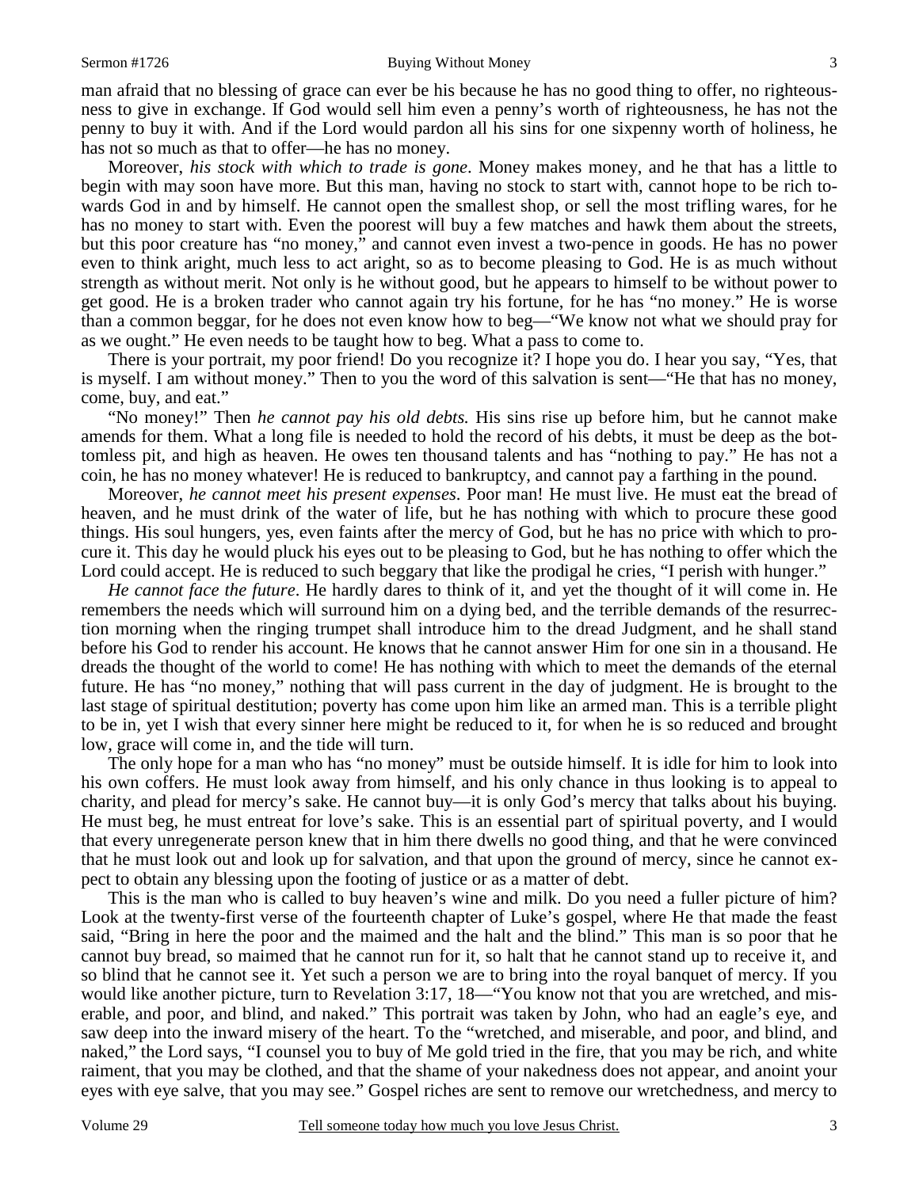man afraid that no blessing of grace can ever be his because he has no good thing to offer, no righteousness to give in exchange. If God would sell him even a penny's worth of righteousness, he has not the penny to buy it with. And if the Lord would pardon all his sins for one sixpenny worth of holiness, he has not so much as that to offer—he has no money.

Moreover, *his stock with which to trade is gone*. Money makes money, and he that has a little to begin with may soon have more. But this man, having no stock to start with, cannot hope to be rich towards God in and by himself. He cannot open the smallest shop, or sell the most trifling wares, for he has no money to start with. Even the poorest will buy a few matches and hawk them about the streets, but this poor creature has "no money," and cannot even invest a two-pence in goods. He has no power even to think aright, much less to act aright, so as to become pleasing to God. He is as much without strength as without merit. Not only is he without good, but he appears to himself to be without power to get good. He is a broken trader who cannot again try his fortune, for he has "no money." He is worse than a common beggar, for he does not even know how to beg—"We know not what we should pray for as we ought." He even needs to be taught how to beg. What a pass to come to.

There is your portrait, my poor friend! Do you recognize it? I hope you do. I hear you say, "Yes, that is myself. I am without money." Then to you the word of this salvation is sent—"He that has no money, come, buy, and eat."

"No money!" Then *he cannot pay his old debts.* His sins rise up before him, but he cannot make amends for them. What a long file is needed to hold the record of his debts, it must be deep as the bottomless pit, and high as heaven. He owes ten thousand talents and has "nothing to pay." He has not a coin, he has no money whatever! He is reduced to bankruptcy, and cannot pay a farthing in the pound.

Moreover, *he cannot meet his present expenses*. Poor man! He must live. He must eat the bread of heaven, and he must drink of the water of life, but he has nothing with which to procure these good things. His soul hungers, yes, even faints after the mercy of God, but he has no price with which to procure it. This day he would pluck his eyes out to be pleasing to God, but he has nothing to offer which the Lord could accept. He is reduced to such beggary that like the prodigal he cries, "I perish with hunger."

*He cannot face the future*. He hardly dares to think of it, and yet the thought of it will come in. He remembers the needs which will surround him on a dying bed, and the terrible demands of the resurrection morning when the ringing trumpet shall introduce him to the dread Judgment, and he shall stand before his God to render his account. He knows that he cannot answer Him for one sin in a thousand. He dreads the thought of the world to come! He has nothing with which to meet the demands of the eternal future. He has "no money," nothing that will pass current in the day of judgment. He is brought to the last stage of spiritual destitution; poverty has come upon him like an armed man. This is a terrible plight to be in, yet I wish that every sinner here might be reduced to it, for when he is so reduced and brought low, grace will come in, and the tide will turn.

The only hope for a man who has "no money" must be outside himself. It is idle for him to look into his own coffers. He must look away from himself, and his only chance in thus looking is to appeal to charity, and plead for mercy's sake. He cannot buy—it is only God's mercy that talks about his buying. He must beg, he must entreat for love's sake. This is an essential part of spiritual poverty, and I would that every unregenerate person knew that in him there dwells no good thing, and that he were convinced that he must look out and look up for salvation, and that upon the ground of mercy, since he cannot expect to obtain any blessing upon the footing of justice or as a matter of debt.

This is the man who is called to buy heaven's wine and milk. Do you need a fuller picture of him? Look at the twenty-first verse of the fourteenth chapter of Luke's gospel, where He that made the feast said, "Bring in here the poor and the maimed and the halt and the blind." This man is so poor that he cannot buy bread, so maimed that he cannot run for it, so halt that he cannot stand up to receive it, and so blind that he cannot see it. Yet such a person we are to bring into the royal banquet of mercy. If you would like another picture, turn to Revelation 3:17, 18—"You know not that you are wretched, and miserable, and poor, and blind, and naked." This portrait was taken by John, who had an eagle's eye, and saw deep into the inward misery of the heart. To the "wretched, and miserable, and poor, and blind, and naked," the Lord says, "I counsel you to buy of Me gold tried in the fire, that you may be rich, and white raiment, that you may be clothed, and that the shame of your nakedness does not appear, and anoint your eyes with eye salve, that you may see." Gospel riches are sent to remove our wretchedness, and mercy to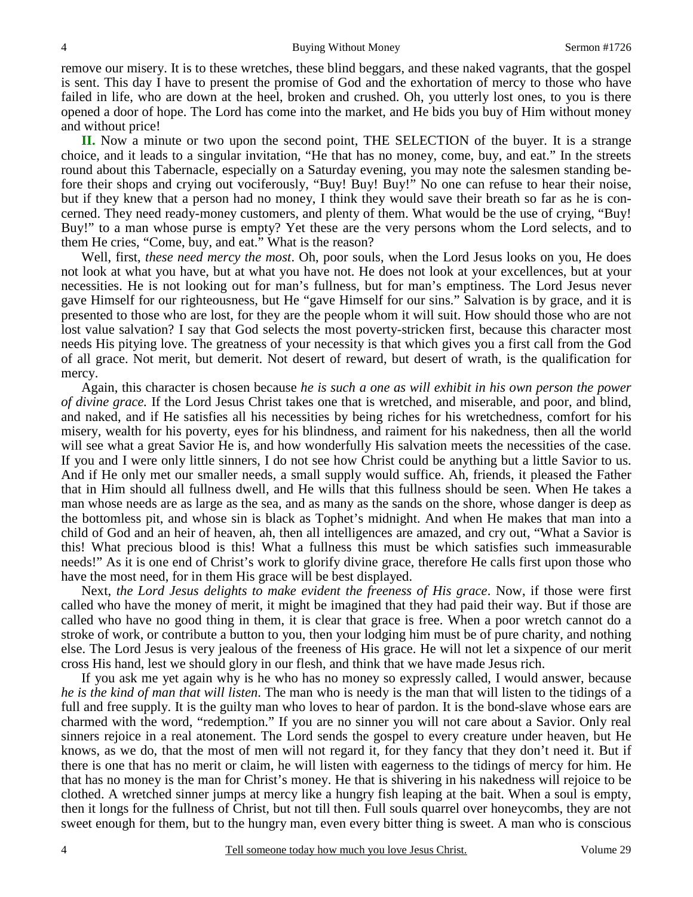remove our misery. It is to these wretches, these blind beggars, and these naked vagrants, that the gospel is sent. This day I have to present the promise of God and the exhortation of mercy to those who have failed in life, who are down at the heel, broken and crushed. Oh, you utterly lost ones, to you is there opened a door of hope. The Lord has come into the market, and He bids you buy of Him without money and without price!

**II.** Now a minute or two upon the second point, THE SELECTION of the buyer. It is a strange choice, and it leads to a singular invitation, "He that has no money, come, buy, and eat." In the streets round about this Tabernacle, especially on a Saturday evening, you may note the salesmen standing before their shops and crying out vociferously, "Buy! Buy! Buy!" No one can refuse to hear their noise, but if they knew that a person had no money, I think they would save their breath so far as he is concerned. They need ready-money customers, and plenty of them. What would be the use of crying, "Buy! Buy!" to a man whose purse is empty? Yet these are the very persons whom the Lord selects, and to them He cries, "Come, buy, and eat." What is the reason?

Well, first, *these need mercy the most*. Oh, poor souls, when the Lord Jesus looks on you, He does not look at what you have, but at what you have not. He does not look at your excellences, but at your necessities. He is not looking out for man's fullness, but for man's emptiness. The Lord Jesus never gave Himself for our righteousness, but He "gave Himself for our sins." Salvation is by grace, and it is presented to those who are lost, for they are the people whom it will suit. How should those who are not lost value salvation? I say that God selects the most poverty-stricken first, because this character most needs His pitying love. The greatness of your necessity is that which gives you a first call from the God of all grace. Not merit, but demerit. Not desert of reward, but desert of wrath, is the qualification for mercy.

Again, this character is chosen because *he is such a one as will exhibit in his own person the power of divine grace.* If the Lord Jesus Christ takes one that is wretched, and miserable, and poor, and blind, and naked, and if He satisfies all his necessities by being riches for his wretchedness, comfort for his misery, wealth for his poverty, eyes for his blindness, and raiment for his nakedness, then all the world will see what a great Savior He is, and how wonderfully His salvation meets the necessities of the case. If you and I were only little sinners, I do not see how Christ could be anything but a little Savior to us. And if He only met our smaller needs, a small supply would suffice. Ah, friends, it pleased the Father that in Him should all fullness dwell, and He wills that this fullness should be seen. When He takes a man whose needs are as large as the sea, and as many as the sands on the shore, whose danger is deep as the bottomless pit, and whose sin is black as Tophet's midnight. And when He makes that man into a child of God and an heir of heaven, ah, then all intelligences are amazed, and cry out, "What a Savior is this! What precious blood is this! What a fullness this must be which satisfies such immeasurable needs!" As it is one end of Christ's work to glorify divine grace, therefore He calls first upon those who have the most need, for in them His grace will be best displayed.

Next, *the Lord Jesus delights to make evident the freeness of His grace*. Now, if those were first called who have the money of merit, it might be imagined that they had paid their way. But if those are called who have no good thing in them, it is clear that grace is free. When a poor wretch cannot do a stroke of work, or contribute a button to you, then your lodging him must be of pure charity, and nothing else. The Lord Jesus is very jealous of the freeness of His grace. He will not let a sixpence of our merit cross His hand, lest we should glory in our flesh, and think that we have made Jesus rich.

If you ask me yet again why is he who has no money so expressly called, I would answer, because *he is the kind of man that will listen*. The man who is needy is the man that will listen to the tidings of a full and free supply. It is the guilty man who loves to hear of pardon. It is the bond-slave whose ears are charmed with the word, "redemption." If you are no sinner you will not care about a Savior. Only real sinners rejoice in a real atonement. The Lord sends the gospel to every creature under heaven, but He knows, as we do, that the most of men will not regard it, for they fancy that they don't need it. But if there is one that has no merit or claim, he will listen with eagerness to the tidings of mercy for him. He that has no money is the man for Christ's money. He that is shivering in his nakedness will rejoice to be clothed. A wretched sinner jumps at mercy like a hungry fish leaping at the bait. When a soul is empty, then it longs for the fullness of Christ, but not till then. Full souls quarrel over honeycombs, they are not sweet enough for them, but to the hungry man, even every bitter thing is sweet. A man who is conscious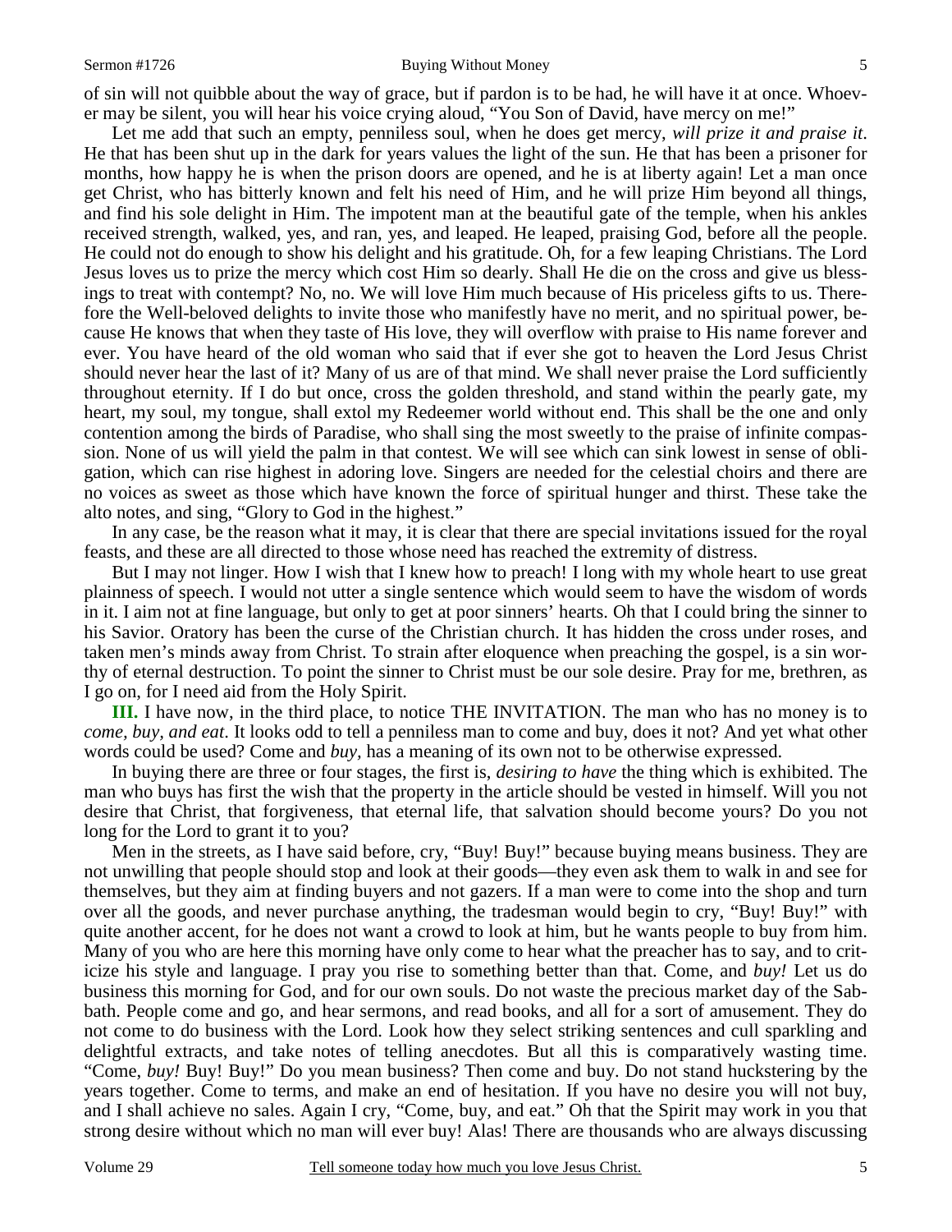of sin will not quibble about the way of grace, but if pardon is to be had, he will have it at once. Whoever may be silent, you will hear his voice crying aloud, "You Son of David, have mercy on me!"

Let me add that such an empty, penniless soul, when he does get mercy, *will prize it and praise it*. He that has been shut up in the dark for years values the light of the sun. He that has been a prisoner for months, how happy he is when the prison doors are opened, and he is at liberty again! Let a man once get Christ, who has bitterly known and felt his need of Him, and he will prize Him beyond all things, and find his sole delight in Him. The impotent man at the beautiful gate of the temple, when his ankles received strength, walked, yes, and ran, yes, and leaped. He leaped, praising God, before all the people. He could not do enough to show his delight and his gratitude. Oh, for a few leaping Christians. The Lord Jesus loves us to prize the mercy which cost Him so dearly. Shall He die on the cross and give us blessings to treat with contempt? No, no. We will love Him much because of His priceless gifts to us. Therefore the Well-beloved delights to invite those who manifestly have no merit, and no spiritual power, because He knows that when they taste of His love, they will overflow with praise to His name forever and ever. You have heard of the old woman who said that if ever she got to heaven the Lord Jesus Christ should never hear the last of it? Many of us are of that mind. We shall never praise the Lord sufficiently throughout eternity. If I do but once, cross the golden threshold, and stand within the pearly gate, my heart, my soul, my tongue, shall extol my Redeemer world without end. This shall be the one and only contention among the birds of Paradise, who shall sing the most sweetly to the praise of infinite compassion. None of us will yield the palm in that contest. We will see which can sink lowest in sense of obligation, which can rise highest in adoring love. Singers are needed for the celestial choirs and there are no voices as sweet as those which have known the force of spiritual hunger and thirst. These take the alto notes, and sing, "Glory to God in the highest."

In any case, be the reason what it may, it is clear that there are special invitations issued for the royal feasts, and these are all directed to those whose need has reached the extremity of distress.

But I may not linger. How I wish that I knew how to preach! I long with my whole heart to use great plainness of speech. I would not utter a single sentence which would seem to have the wisdom of words in it. I aim not at fine language, but only to get at poor sinners' hearts. Oh that I could bring the sinner to his Savior. Oratory has been the curse of the Christian church. It has hidden the cross under roses, and taken men's minds away from Christ. To strain after eloquence when preaching the gospel, is a sin worthy of eternal destruction. To point the sinner to Christ must be our sole desire. Pray for me, brethren, as I go on, for I need aid from the Holy Spirit.

**III.** I have now, in the third place, to notice THE INVITATION. The man who has no money is to *come, buy, and eat*. It looks odd to tell a penniless man to come and buy, does it not? And yet what other words could be used? Come and *buy*, has a meaning of its own not to be otherwise expressed.

In buying there are three or four stages, the first is, *desiring to have* the thing which is exhibited. The man who buys has first the wish that the property in the article should be vested in himself. Will you not desire that Christ, that forgiveness, that eternal life, that salvation should become yours? Do you not long for the Lord to grant it to you?

Men in the streets, as I have said before, cry, "Buy! Buy!" because buying means business. They are not unwilling that people should stop and look at their goods—they even ask them to walk in and see for themselves, but they aim at finding buyers and not gazers. If a man were to come into the shop and turn over all the goods, and never purchase anything, the tradesman would begin to cry, "Buy! Buy!" with quite another accent, for he does not want a crowd to look at him, but he wants people to buy from him. Many of you who are here this morning have only come to hear what the preacher has to say, and to criticize his style and language. I pray you rise to something better than that. Come, and *buy!* Let us do business this morning for God, and for our own souls. Do not waste the precious market day of the Sabbath. People come and go, and hear sermons, and read books, and all for a sort of amusement. They do not come to do business with the Lord. Look how they select striking sentences and cull sparkling and delightful extracts, and take notes of telling anecdotes. But all this is comparatively wasting time. "Come, *buy!* Buy! Buy!" Do you mean business? Then come and buy. Do not stand huckstering by the years together. Come to terms, and make an end of hesitation. If you have no desire you will not buy, and I shall achieve no sales. Again I cry, "Come, buy, and eat." Oh that the Spirit may work in you that strong desire without which no man will ever buy! Alas! There are thousands who are always discussing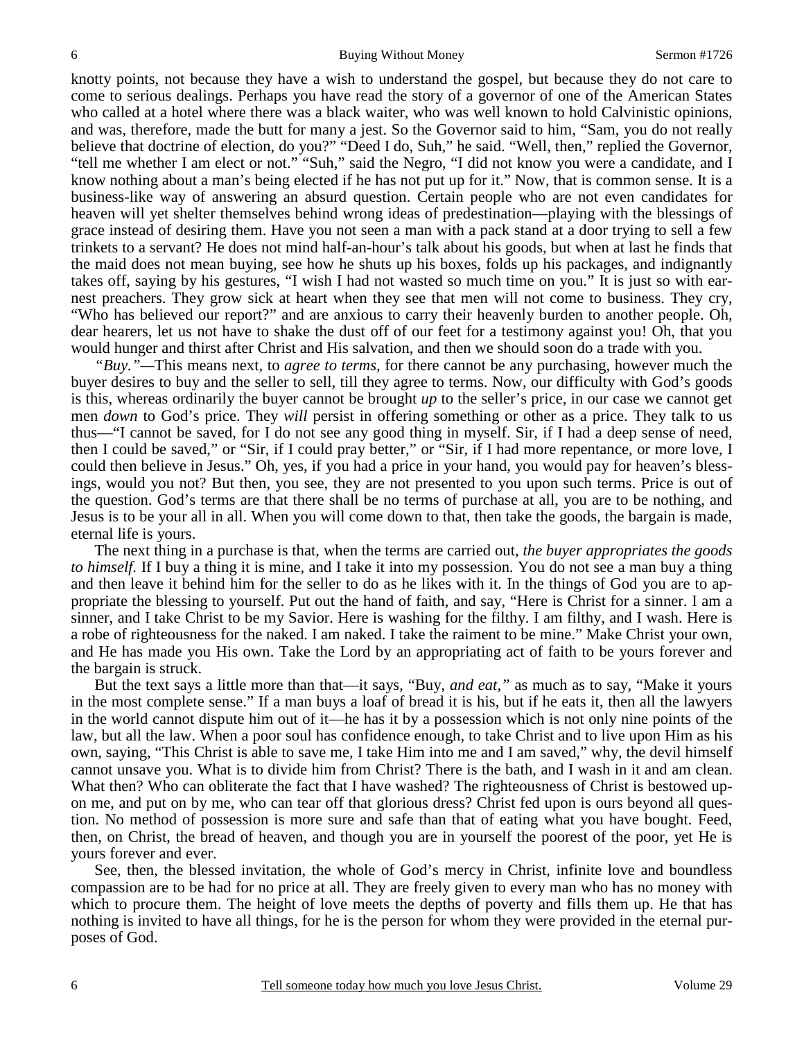knotty points, not because they have a wish to understand the gospel, but because they do not care to come to serious dealings. Perhaps you have read the story of a governor of one of the American States who called at a hotel where there was a black waiter, who was well known to hold Calvinistic opinions, and was, therefore, made the butt for many a jest. So the Governor said to him, "Sam, you do not really believe that doctrine of election, do you?" "Deed I do, Suh," he said. "Well, then," replied the Governor, "tell me whether I am elect or not." "Suh," said the Negro, "I did not know you were a candidate, and I know nothing about a man's being elected if he has not put up for it." Now, that is common sense. It is a business-like way of answering an absurd question. Certain people who are not even candidates for heaven will yet shelter themselves behind wrong ideas of predestination—playing with the blessings of grace instead of desiring them. Have you not seen a man with a pack stand at a door trying to sell a few trinkets to a servant? He does not mind half-an-hour's talk about his goods, but when at last he finds that the maid does not mean buying, see how he shuts up his boxes, folds up his packages, and indignantly takes off, saying by his gestures, "I wish I had not wasted so much time on you." It is just so with earnest preachers. They grow sick at heart when they see that men will not come to business. They cry, "Who has believed our report?" and are anxious to carry their heavenly burden to another people. Oh, dear hearers, let us not have to shake the dust off of our feet for a testimony against you! Oh, that you would hunger and thirst after Christ and His salvation, and then we should soon do a trade with you.

*"Buy."*—This means next, to *agree to terms*, for there cannot be any purchasing, however much the buyer desires to buy and the seller to sell, till they agree to terms. Now, our difficulty with God's goods is this, whereas ordinarily the buyer cannot be brought *up* to the seller's price, in our case we cannot get men *down* to God's price. They *will* persist in offering something or other as a price. They talk to us thus—"I cannot be saved, for I do not see any good thing in myself. Sir, if I had a deep sense of need, then I could be saved," or "Sir, if I could pray better," or "Sir, if I had more repentance, or more love, I could then believe in Jesus." Oh, yes, if you had a price in your hand, you would pay for heaven's blessings, would you not? But then, you see, they are not presented to you upon such terms. Price is out of the question. God's terms are that there shall be no terms of purchase at all, you are to be nothing, and Jesus is to be your all in all. When you will come down to that, then take the goods, the bargain is made, eternal life is yours.

The next thing in a purchase is that, when the terms are carried out, *the buyer appropriates the goods to himself.* If I buy a thing it is mine, and I take it into my possession. You do not see a man buy a thing and then leave it behind him for the seller to do as he likes with it. In the things of God you are to appropriate the blessing to yourself. Put out the hand of faith, and say, "Here is Christ for a sinner. I am a sinner, and I take Christ to be my Savior. Here is washing for the filthy. I am filthy, and I wash. Here is a robe of righteousness for the naked. I am naked. I take the raiment to be mine." Make Christ your own, and He has made you His own. Take the Lord by an appropriating act of faith to be yours forever and the bargain is struck.

But the text says a little more than that—it says, "Buy, *and eat,"* as much as to say, "Make it yours in the most complete sense." If a man buys a loaf of bread it is his, but if he eats it, then all the lawyers in the world cannot dispute him out of it—he has it by a possession which is not only nine points of the law, but all the law. When a poor soul has confidence enough, to take Christ and to live upon Him as his own, saying, "This Christ is able to save me, I take Him into me and I am saved," why, the devil himself cannot unsave you. What is to divide him from Christ? There is the bath, and I wash in it and am clean. What then? Who can obliterate the fact that I have washed? The righteousness of Christ is bestowed upon me, and put on by me, who can tear off that glorious dress? Christ fed upon is ours beyond all question. No method of possession is more sure and safe than that of eating what you have bought. Feed, then, on Christ, the bread of heaven, and though you are in yourself the poorest of the poor, yet He is yours forever and ever.

See, then, the blessed invitation, the whole of God's mercy in Christ, infinite love and boundless compassion are to be had for no price at all. They are freely given to every man who has no money with which to procure them. The height of love meets the depths of poverty and fills them up. He that has nothing is invited to have all things, for he is the person for whom they were provided in the eternal purposes of God.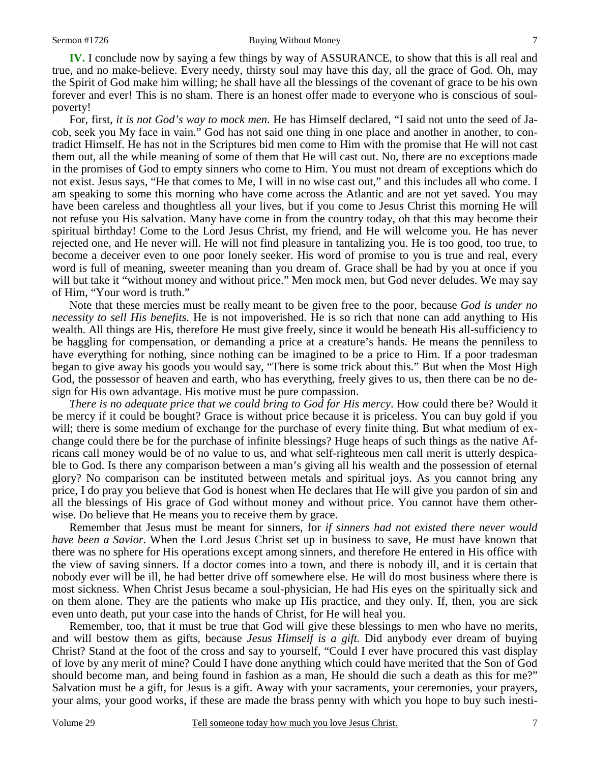**IV.** I conclude now by saying a few things by way of ASSURANCE, to show that this is all real and true, and no make-believe. Every needy, thirsty soul may have this day, all the grace of God. Oh, may the Spirit of God make him willing; he shall have all the blessings of the covenant of grace to be his own forever and ever! This is no sham. There is an honest offer made to everyone who is conscious of soul-poverty!

For, first, *it is not God's way to mock men*. He has Himself declared, "I said not unto the seed of Jacob, seek you My face in vain." God has not said one thing in one place and another in another, to contradict Himself. He has not in the Scriptures bid men come to Him with the promise that He will not cast them out, all the while meaning of some of them that He will cast out. No, there are no exceptions made in the promises of God to empty sinners who come to Him. You must not dream of exceptions which do not exist. Jesus says, "He that comes to Me, I will in no wise cast out," and this includes all who come. I am speaking to some this morning who have come across the Atlantic and are not yet saved. You may have been careless and thoughtless all your lives, but if you come to Jesus Christ this morning He will not refuse you His salvation. Many have come in from the country today, oh that this may become their spiritual birthday! Come to the Lord Jesus Christ, my friend, and He will welcome you. He has never rejected one, and He never will. He will not find pleasure in tantalizing you. He is too good, too true, to become a deceiver even to one poor lonely seeker. His word of promise to you is true and real, every word is full of meaning, sweeter meaning than you dream of. Grace shall be had by you at once if you will but take it "without money and without price." Men mock men, but God never deludes. We may say of Him, "Your word is truth."

Note that these mercies must be really meant to be given free to the poor, because *God is under no necessity to sell His benefits.* He is not impoverished. He is so rich that none can add anything to His wealth. All things are His, therefore He must give freely, since it would be beneath His all-sufficiency to be haggling for compensation, or demanding a price at a creature's hands. He means the penniless to have everything for nothing, since nothing can be imagined to be a price to Him. If a poor tradesman began to give away his goods you would say, "There is some trick about this." But when the Most High God, the possessor of heaven and earth, who has everything, freely gives to us, then there can be no design for His own advantage. His motive must be pure compassion.

*There is no adequate price that we could bring to God for His mercy*. How could there be? Would it be mercy if it could be bought? Grace is without price because it is priceless. You can buy gold if you will; there is some medium of exchange for the purchase of every finite thing. But what medium of exchange could there be for the purchase of infinite blessings? Huge heaps of such things as the native Africans call money would be of no value to us, and what self-righteous men call merit is utterly despicable to God. Is there any comparison between a man's giving all his wealth and the possession of eternal glory? No comparison can be instituted between metals and spiritual joys. As you cannot bring any price, I do pray you believe that God is honest when He declares that He will give you pardon of sin and all the blessings of His grace of God without money and without price. You cannot have them otherwise. Do believe that He means you to receive them by grace.

Remember that Jesus must be meant for sinners, for *if sinners had not existed there never would have been a Savior.* When the Lord Jesus Christ set up in business to save, He must have known that there was no sphere for His operations except among sinners, and therefore He entered in His office with the view of saving sinners. If a doctor comes into a town, and there is nobody ill, and it is certain that nobody ever will be ill, he had better drive off somewhere else. He will do most business where there is most sickness. When Christ Jesus became a soul-physician, He had His eyes on the spiritually sick and on them alone. They are the patients who make up His practice, and they only. If, then, you are sick even unto death, put your case into the hands of Christ, for He will heal you.

Remember, too, that it must be true that God will give these blessings to men who have no merits, and will bestow them as gifts, because *Jesus Himself is a gift.* Did anybody ever dream of buying Christ? Stand at the foot of the cross and say to yourself, "Could I ever have procured this vast display of love by any merit of mine? Could I have done anything which could have merited that the Son of God should become man, and being found in fashion as a man, He should die such a death as this for me?" Salvation must be a gift, for Jesus is a gift. Away with your sacraments, your ceremonies, your prayers, your alms, your good works, if these are made the brass penny with which you hope to buy such inesti-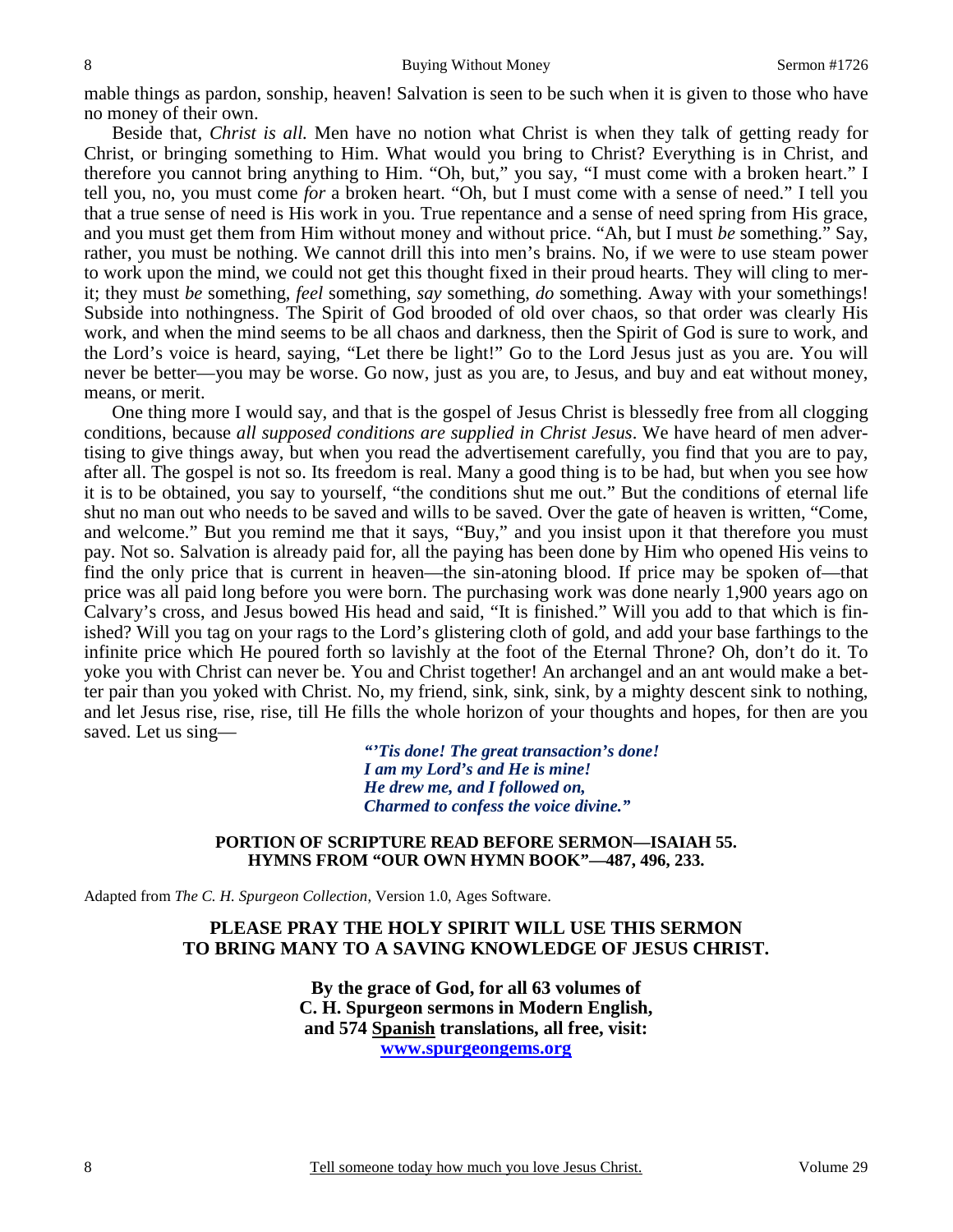mable things as pardon, sonship, heaven! Salvation is seen to be such when it is given to those who have no money of their own.

Beside that, *Christ is all.* Men have no notion what Christ is when they talk of getting ready for Christ, or bringing something to Him. What would you bring to Christ? Everything is in Christ, and therefore you cannot bring anything to Him. "Oh, but," you say, "I must come with a broken heart." I tell you, no, you must come *for* a broken heart. "Oh, but I must come with a sense of need." I tell you that a true sense of need is His work in you. True repentance and a sense of need spring from His grace, and you must get them from Him without money and without price. "Ah, but I must *be* something." Say, rather, you must be nothing. We cannot drill this into men's brains. No, if we were to use steam power to work upon the mind, we could not get this thought fixed in their proud hearts. They will cling to merit; they must *be* something, *feel* something, *say* something, *do* something. Away with your somethings! Subside into nothingness. The Spirit of God brooded of old over chaos, so that order was clearly His work, and when the mind seems to be all chaos and darkness, then the Spirit of God is sure to work, and the Lord's voice is heard, saying, "Let there be light!" Go to the Lord Jesus just as you are. You will never be better—you may be worse. Go now, just as you are, to Jesus, and buy and eat without money, means, or merit.

One thing more I would say, and that is the gospel of Jesus Christ is blessedly free from all clogging conditions, because *all supposed conditions are supplied in Christ Jesus*. We have heard of men advertising to give things away, but when you read the advertisement carefully, you find that you are to pay, after all. The gospel is not so. Its freedom is real. Many a good thing is to be had, but when you see how it is to be obtained, you say to yourself, "the conditions shut me out." But the conditions of eternal life shut no man out who needs to be saved and wills to be saved. Over the gate of heaven is written, "Come, and welcome." But you remind me that it says, "Buy," and you insist upon it that therefore you must pay. Not so. Salvation is already paid for, all the paying has been done by Him who opened His veins to find the only price that is current in heaven—the sin-atoning blood. If price may be spoken of—that price was all paid long before you were born. The purchasing work was done nearly 1,900 years ago on Calvary's cross, and Jesus bowed His head and said, "It is finished." Will you add to that which is finished? Will you tag on your rags to the Lord's glistering cloth of gold, and add your base farthings to the infinite price which He poured forth so lavishly at the foot of the Eternal Throne? Oh, don't do it. To yoke you with Christ can never be. You and Christ together! An archangel and an ant would make a better pair than you yoked with Christ. No, my friend, sink, sink, sink, by a mighty descent sink to nothing, and let Jesus rise, rise, rise, till He fills the whole horizon of your thoughts and hopes, for then are you saved. Let us sing—

> ***"'Tis done! The great transaction's done!***
> ***I am my Lord's and He is mine!***
> ***He drew me, and I followed on,***
> ***Charmed to confess the voice divine."***

**PORTION OF SCRIPTURE READ BEFORE SERMON—ISAIAH 55.**
**HYMNS FROM "OUR OWN HYMN BOOK"—487, 496, 233.**

Adapted from *The C. H. Spurgeon Collection*, Version 1.0, Ages Software.

**PLEASE PRAY THE HOLY SPIRIT WILL USE THIS SERMON TO BRING MANY TO A SAVING KNOWLEDGE OF JESUS CHRIST.**

**By the grace of God, for all 63 volumes of C. H. Spurgeon sermons in Modern English, and 574 Spanish translations, all free, visit: www.spurgeongems.org**